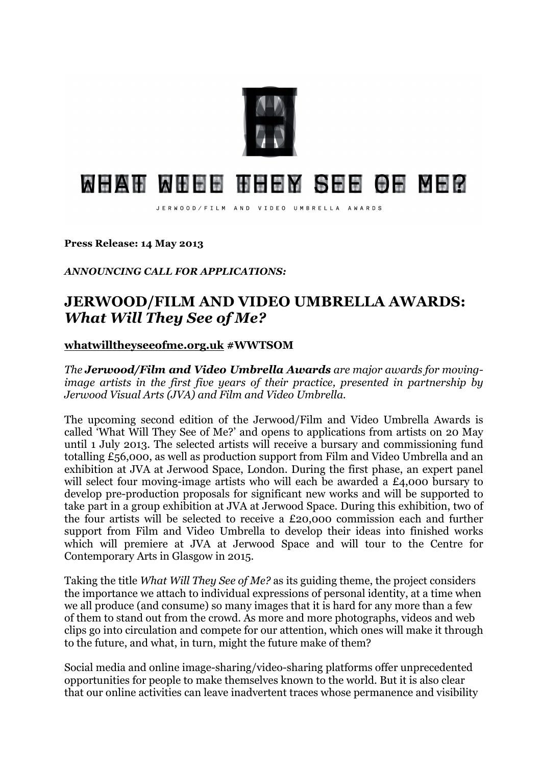WHAT WILL THEY SEE OF ME?

JERWOOD/FILM AND VIDEO UMBRELLA AWARDS

**Press Release: 14 May 2013**

***ANNOUNCING CALL FOR APPLICATIONS:***

# JERWOOD/FILM AND VIDEO UMBRELLA AWARDS: *What Will They See of Me?*

**whatwilltheyseeofme.org.uk #WWTSOM**

*The **Jerwood/Film and Video Umbrella Awards** are major awards for moving-image artists in the first five years of their practice, presented in partnership by Jerwood Visual Arts (JVA) and Film and Video Umbrella.*

The upcoming second edition of the Jerwood/Film and Video Umbrella Awards is called 'What Will They See of Me?' and opens to applications from artists on 20 May until 1 July 2013. The selected artists will receive a bursary and commissioning fund totalling £56,000, as well as production support from Film and Video Umbrella and an exhibition at JVA at Jerwood Space, London. During the first phase, an expert panel will select four moving-image artists who will each be awarded a £4,000 bursary to develop pre-production proposals for significant new works and will be supported to take part in a group exhibition at JVA at Jerwood Space. During this exhibition, two of the four artists will be selected to receive a £20,000 commission each and further support from Film and Video Umbrella to develop their ideas into finished works which will premiere at JVA at Jerwood Space and will tour to the Centre for Contemporary Arts in Glasgow in 2015.

Taking the title *What Will They See of Me?* as its guiding theme, the project considers the importance we attach to individual expressions of personal identity, at a time when we all produce (and consume) so many images that it is hard for any more than a few of them to stand out from the crowd. As more and more photographs, videos and web clips go into circulation and compete for our attention, which ones will make it through to the future, and what, in turn, might the future make of them?

Social media and online image-sharing/video-sharing platforms offer unprecedented opportunities for people to make themselves known to the world. But it is also clear that our online activities can leave inadvertent traces whose permanence and visibility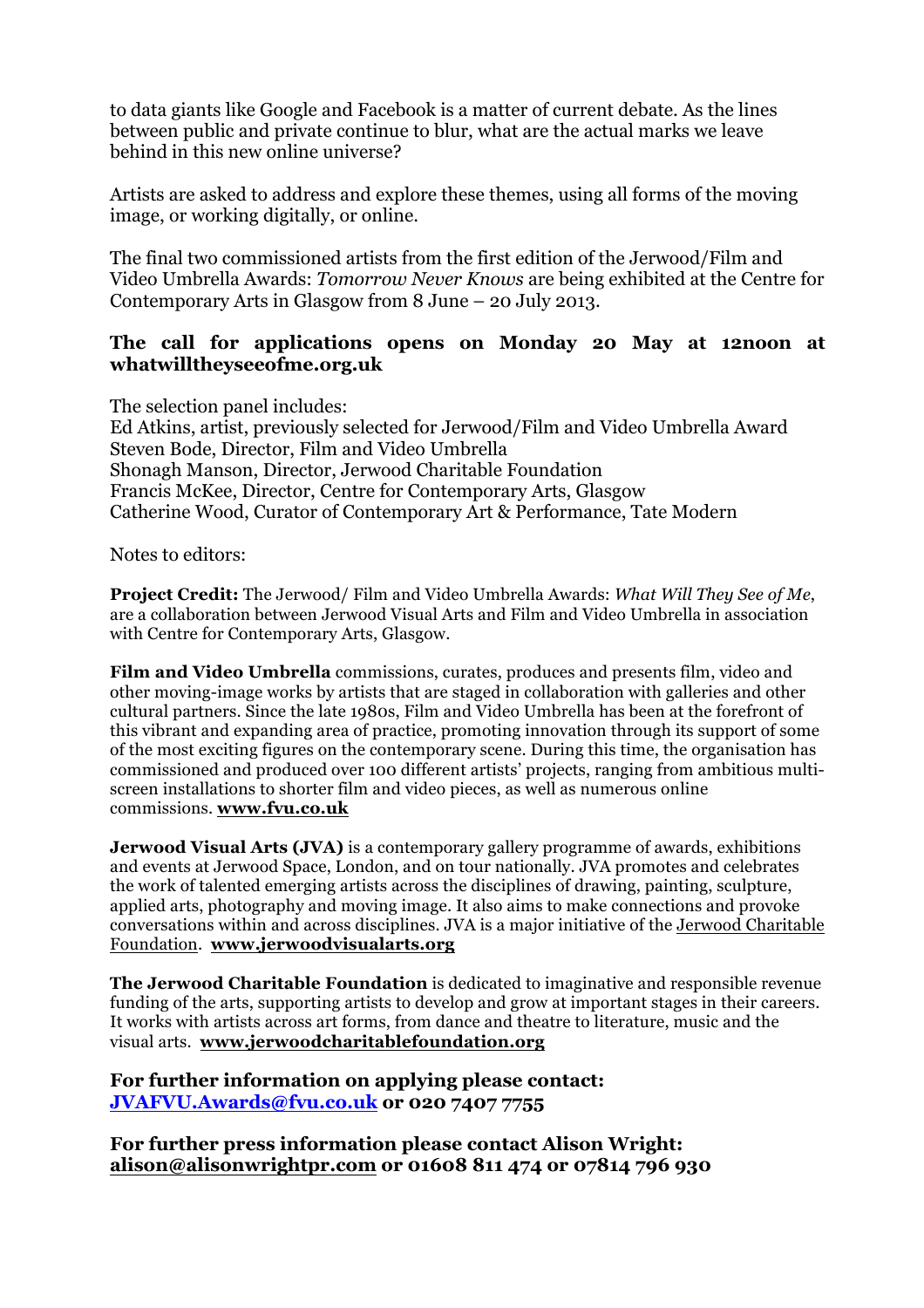to data giants like Google and Facebook is a matter of current debate. As the lines between public and private continue to blur, what are the actual marks we leave behind in this new online universe?

Artists are asked to address and explore these themes, using all forms of the moving image, or working digitally, or online.

The final two commissioned artists from the first edition of the Jerwood/Film and Video Umbrella Awards: *Tomorrow Never Knows* are being exhibited at the Centre for Contemporary Arts in Glasgow from 8 June – 20 July 2013.

**The call for applications opens on Monday 20 May at 12noon at whatwilltheyseeofme.org.uk**

The selection panel includes:
Ed Atkins, artist, previously selected for Jerwood/Film and Video Umbrella Award
Steven Bode, Director, Film and Video Umbrella
Shonagh Manson, Director, Jerwood Charitable Foundation
Francis McKee, Director, Centre for Contemporary Arts, Glasgow
Catherine Wood, Curator of Contemporary Art & Performance, Tate Modern

Notes to editors:

**Project Credit:** The Jerwood/ Film and Video Umbrella Awards: *What Will They See of Me*, are a collaboration between Jerwood Visual Arts and Film and Video Umbrella in association with Centre for Contemporary Arts, Glasgow.

**Film and Video Umbrella** commissions, curates, produces and presents film, video and other moving-image works by artists that are staged in collaboration with galleries and other cultural partners. Since the late 1980s, Film and Video Umbrella has been at the forefront of this vibrant and expanding area of practice, promoting innovation through its support of some of the most exciting figures on the contemporary scene. During this time, the organisation has commissioned and produced over 100 different artists' projects, ranging from ambitious multi-screen installations to shorter film and video pieces, as well as numerous online commissions. **www.fvu.co.uk**

**Jerwood Visual Arts (JVA)** is a contemporary gallery programme of awards, exhibitions and events at Jerwood Space, London, and on tour nationally. JVA promotes and celebrates the work of talented emerging artists across the disciplines of drawing, painting, sculpture, applied arts, photography and moving image. It also aims to make connections and provoke conversations within and across disciplines. JVA is a major initiative of the Jerwood Charitable Foundation. **www.jerwoodvisualarts.org**

**The Jerwood Charitable Foundation** is dedicated to imaginative and responsible revenue funding of the arts, supporting artists to develop and grow at important stages in their careers. It works with artists across art forms, from dance and theatre to literature, music and the visual arts. **www.jerwoodcharitablefoundation.org**

**For further information on applying please contact: JVAFVU.Awards@fvu.co.uk or 020 7407 7755**

**For further press information please contact Alison Wright: alison@alisonwrightpr.com or 01608 811 474 or 07814 796 930**